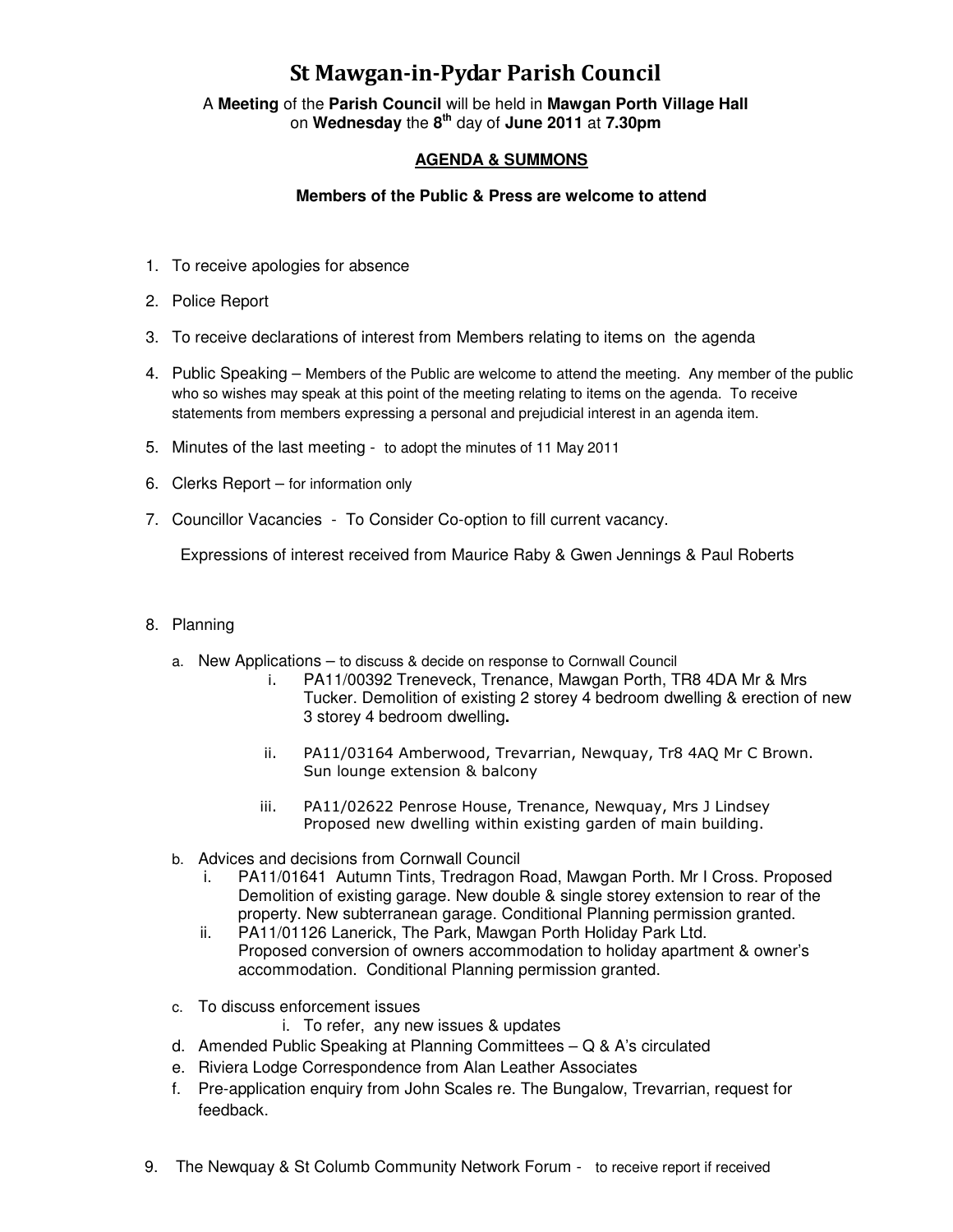# St Mawgan-in-Pydar Parish Council

A **Meeting** of the **Parish Council** will be held in **Mawgan Porth Village Hall** on **Wednesday** the **8th** day of **June 2011** at **7.30pm**

**AGENDA & SUMMONS**

**Members of the Public & Press are welcome to attend**

1. To receive apologies for absence
2. Police Report
3. To receive declarations of interest from Members relating to items on the agenda
4. Public Speaking – Members of the Public are welcome to attend the meeting. Any member of the public who so wishes may speak at this point of the meeting relating to items on the agenda. To receive statements from members expressing a personal and prejudicial interest in an agenda item.
5. Minutes of the last meeting - to adopt the minutes of 11 May 2011
6. Clerks Report – for information only
7. Councillor Vacancies - To Consider Co-option to fill current vacancy.

   Expressions of interest received from Maurice Raby & Gwen Jennings & Paul Roberts

8. Planning
   a. New Applications – to discuss & decide on response to Cornwall Council
      i. PA11/00392 Treneveck, Trenance, Mawgan Porth, TR8 4DA Mr & Mrs Tucker. Demolition of existing 2 storey 4 bedroom dwelling & erection of new 3 storey 4 bedroom dwelling**.**
      ii. PA11/03164 Amberwood, Trevarrian, Newquay, Tr8 4AQ Mr C Brown. Sun lounge extension & balcony
      iii. PA11/02622 Penrose House, Trenance, Newquay, Mrs J Lindsey Proposed new dwelling within existing garden of main building.
   b. Advices and decisions from Cornwall Council
      i. PA11/01641 Autumn Tints, Tredragon Road, Mawgan Porth. Mr I Cross. Proposed Demolition of existing garage. New double & single storey extension to rear of the property. New subterranean garage. Conditional Planning permission granted.
      ii. PA11/01126 Lanerick, The Park, Mawgan Porth Holiday Park Ltd. Proposed conversion of owners accommodation to holiday apartment & owner's accommodation. Conditional Planning permission granted.
   c. To discuss enforcement issues
      i. To refer, any new issues & updates
   d. Amended Public Speaking at Planning Committees – Q & A's circulated
   e. Riviera Lodge Correspondence from Alan Leather Associates
   f. Pre-application enquiry from John Scales re. The Bungalow, Trevarrian, request for feedback.

9. The Newquay & St Columb Community Network Forum - to receive report if received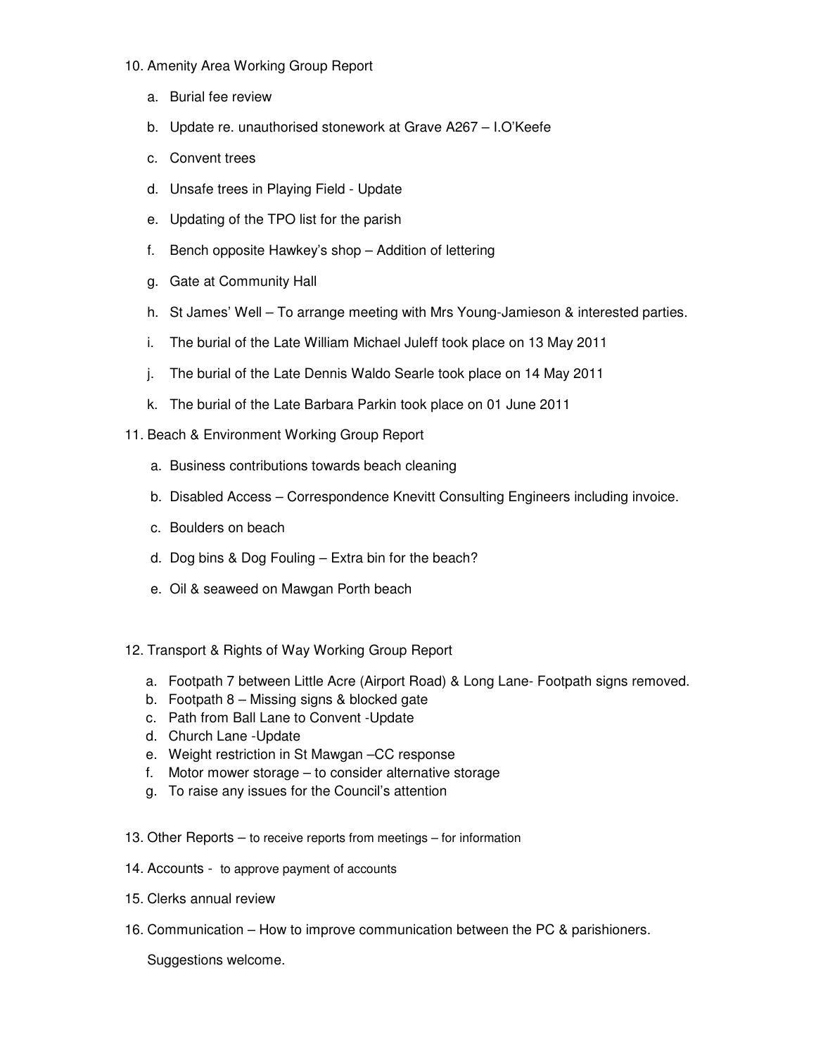10. Amenity Area Working Group Report

    a. Burial fee review

    b. Update re. unauthorised stonework at Grave A267 – I.O'Keefe

    c. Convent trees

    d. Unsafe trees in Playing Field - Update

    e. Updating of the TPO list for the parish

    f. Bench opposite Hawkey's shop – Addition of lettering

    g. Gate at Community Hall

    h. St James' Well – To arrange meeting with Mrs Young-Jamieson & interested parties.

    i. The burial of the Late William Michael Juleff took place on 13 May 2011

    j. The burial of the Late Dennis Waldo Searle took place on 14 May 2011

    k. The burial of the Late Barbara Parkin took place on 01 June 2011

11. Beach & Environment Working Group Report

    a. Business contributions towards beach cleaning

    b. Disabled Access – Correspondence Knevitt Consulting Engineers including invoice.

    c. Boulders on beach

    d. Dog bins & Dog Fouling – Extra bin for the beach?

    e. Oil & seaweed on Mawgan Porth beach

12. Transport & Rights of Way Working Group Report

    a. Footpath 7 between Little Acre (Airport Road) & Long Lane- Footpath signs removed.
    b. Footpath 8 – Missing signs & blocked gate
    c. Path from Ball Lane to Convent -Update
    d. Church Lane -Update
    e. Weight restriction in St Mawgan –CC response
    f. Motor mower storage – to consider alternative storage
    g. To raise any issues for the Council's attention

13. Other Reports – to receive reports from meetings – for information

14. Accounts - to approve payment of accounts

15. Clerks annual review

16. Communication – How to improve communication between the PC & parishioners.

    Suggestions welcome.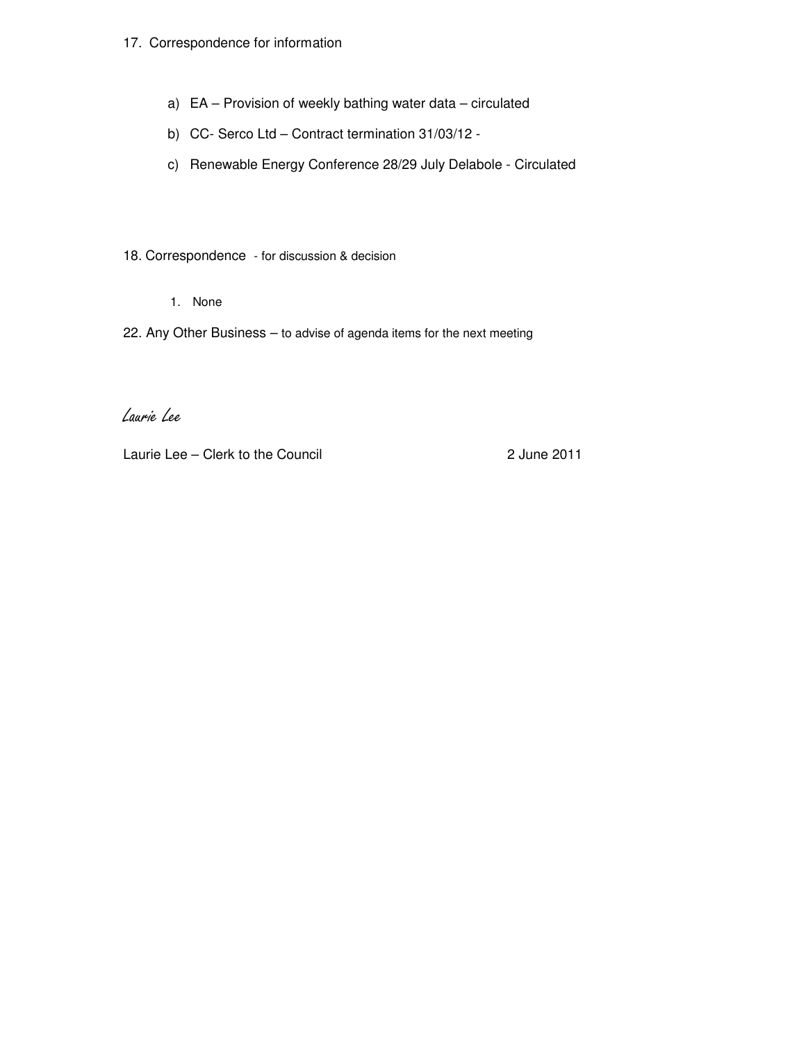17. Correspondence for information

a) EA – Provision of weekly bathing water data – circulated

b) CC- Serco Ltd – Contract termination 31/03/12 -

c) Renewable Energy Conference 28/29 July Delabole - Circulated

18. Correspondence - for discussion & decision

1. None

22. Any Other Business – to advise of agenda items for the next meeting

*Laurie Lee*

Laurie Lee – Clerk to the Council 2 June 2011